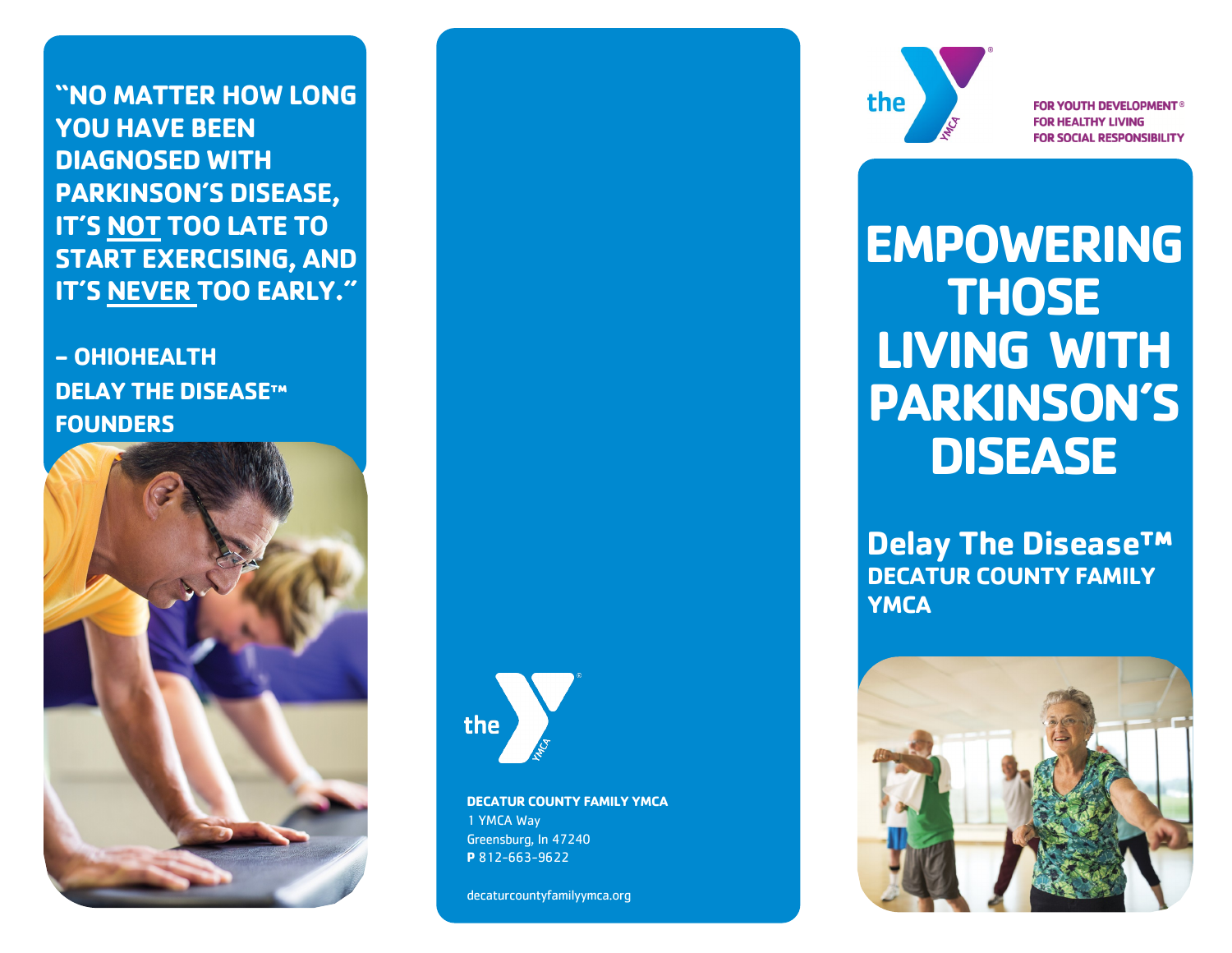"NO MATTER HOW LONG YOU HAVE BEEN DIAGNOSED WITH PARKINSON'S DISEASE, IT'S NOT TOO LATE TO START EXERCISING, AND IT'S NEVER TOO EARLY."

– OHIOHEALTH DELAY THE DISEASE™ FOUNDERS

**DECATUR COUNTY FAMILY YMCA**
1 YMCA Way
Greensburg, In 47240
**P** 812-663-9622

decaturcountyfamilyymca.org

FOR YOUTH DEVELOPMENT®
FOR HEALTHY LIVING
FOR SOCIAL RESPONSIBILITY

# EMPOWERING THOSE LIVING WITH PARKINSON'S DISEASE

## Delay The Disease™

**DECATUR COUNTY FAMILY YMCA**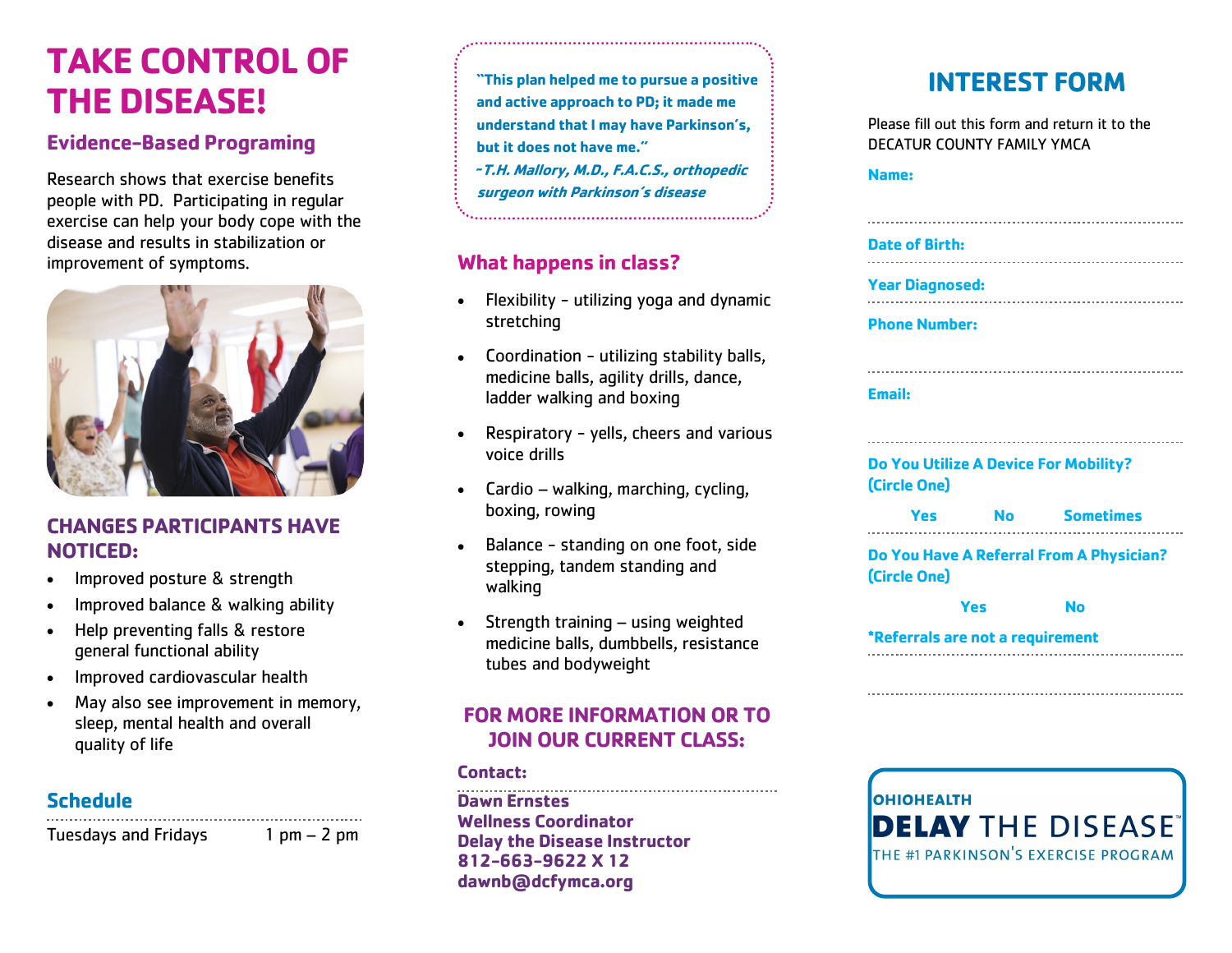# TAKE CONTROL OF THE DISEASE!

## Evidence-Based Programing

Research shows that exercise benefits people with PD. Participating in regular exercise can help your body cope with the disease and results in stabilization or improvement of symptoms.

## CHANGES PARTICIPANTS HAVE NOTICED:

- Improved posture & strength
- Improved balance & walking ability
- Help preventing falls & restore general functional ability
- Improved cardiovascular health
- May also see improvement in memory, sleep, mental health and overall quality of life

## Schedule

Tuesdays and Fridays 1 pm – 2 pm

**"This plan helped me to pursue a positive and active approach to PD; it made me understand that I may have Parkinson's, but it does not have me."**
***~T.H. Mallory, M.D., F.A.C.S., orthopedic surgeon with Parkinson's disease***

## What happens in class?

- Flexibility - utilizing yoga and dynamic stretching
- Coordination - utilizing stability balls, medicine balls, agility drills, dance, ladder walking and boxing
- Respiratory - yells, cheers and various voice drills
- Cardio – walking, marching, cycling, boxing, rowing
- Balance - standing on one foot, side stepping, tandem standing and walking
- Strength training – using weighted medicine balls, dumbbells, resistance tubes and bodyweight

## FOR MORE INFORMATION OR TO JOIN OUR CURRENT CLASS:

**Contact:**

**Dawn Ernstes**
**Wellness Coordinator**
**Delay the Disease Instructor**
**812-663-9622 X 12**
**dawnb@dcfymca.org**

# INTEREST FORM

Please fill out this form and return it to the DECATUR COUNTY FAMILY YMCA

**Name:**

**Date of Birth:**

**Year Diagnosed:**

**Phone Number:**

**Email:**

**Do You Utilize A Device For Mobility? (Circle One)**

**Yes** **No** **Sometimes**

**Do You Have A Referral From A Physician? (Circle One)**

**Yes** **No**

***Referrals are not a requirement**

OHIOHEALTH
**DELAY** THE DISEASE™
THE #1 PARKINSON'S EXERCISE PROGRAM